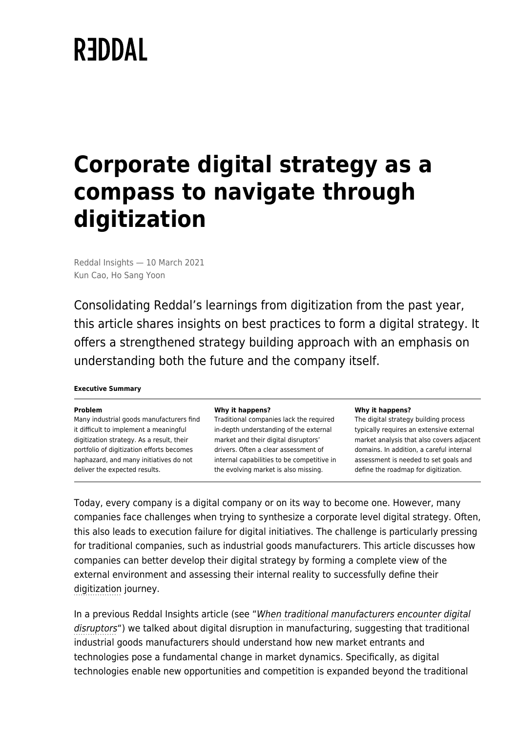# R∃DDAL

# Corporate digital strategy as a compass to navigate through digitization

Reddal Insights — 10 March 2021
Kun Cao, Ho Sang Yoon

Consolidating Reddal's learnings from digitization from the past year, this article shares insights on best practices to form a digital strategy. It offers a strengthened strategy building approach with an emphasis on understanding both the future and the company itself.

**Executive Summary**

| Problem | Why it happens? | Why it happens? |
|---|---|---|
| Many industrial goods manufacturers find it difficult to implement a meaningful digitization strategy. As a result, their portfolio of digitization efforts becomes haphazard, and many initiatives do not deliver the expected results. | Traditional companies lack the required in-depth understanding of the external market and their digital disruptors' drivers. Often a clear assessment of internal capabilities to be competitive in the evolving market is also missing. | The digital strategy building process typically requires an extensive external market analysis that also covers adjacent domains. In addition, a careful internal assessment is needed to set goals and define the roadmap for digitization. |

Today, every company is a digital company or on its way to become one. However, many companies face challenges when trying to synthesize a corporate level digital strategy. Often, this also leads to execution failure for digital initiatives. The challenge is particularly pressing for traditional companies, such as industrial goods manufacturers. This article discusses how companies can better develop their digital strategy by forming a complete view of the external environment and assessing their internal reality to successfully define their digitization journey.

In a previous Reddal Insights article (see "*When traditional manufacturers encounter digital disruptors*") we talked about digital disruption in manufacturing, suggesting that traditional industrial goods manufacturers should understand how new market entrants and technologies pose a fundamental change in market dynamics. Specifically, as digital technologies enable new opportunities and competition is expanded beyond the traditional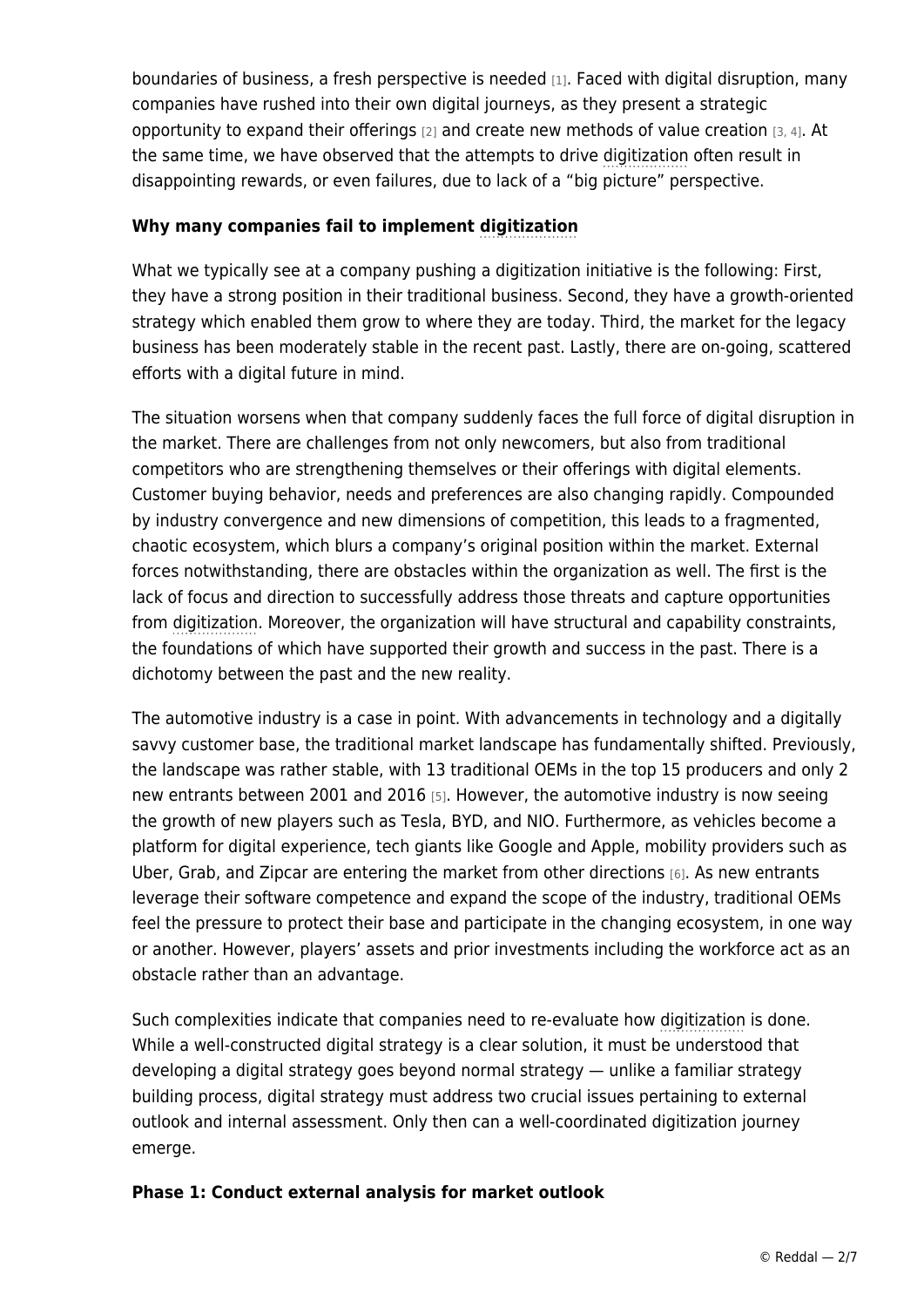boundaries of business, a fresh perspective is needed [1]. Faced with digital disruption, many companies have rushed into their own digital journeys, as they present a strategic opportunity to expand their offerings [2] and create new methods of value creation [3, 4]. At the same time, we have observed that the attempts to drive digitization often result in disappointing rewards, or even failures, due to lack of a "big picture" perspective.

**Why many companies fail to implement digitization**

What we typically see at a company pushing a digitization initiative is the following: First, they have a strong position in their traditional business. Second, they have a growth-oriented strategy which enabled them grow to where they are today. Third, the market for the legacy business has been moderately stable in the recent past. Lastly, there are on-going, scattered efforts with a digital future in mind.

The situation worsens when that company suddenly faces the full force of digital disruption in the market. There are challenges from not only newcomers, but also from traditional competitors who are strengthening themselves or their offerings with digital elements. Customer buying behavior, needs and preferences are also changing rapidly. Compounded by industry convergence and new dimensions of competition, this leads to a fragmented, chaotic ecosystem, which blurs a company's original position within the market. External forces notwithstanding, there are obstacles within the organization as well. The first is the lack of focus and direction to successfully address those threats and capture opportunities from digitization. Moreover, the organization will have structural and capability constraints, the foundations of which have supported their growth and success in the past. There is a dichotomy between the past and the new reality.

The automotive industry is a case in point. With advancements in technology and a digitally savvy customer base, the traditional market landscape has fundamentally shifted. Previously, the landscape was rather stable, with 13 traditional OEMs in the top 15 producers and only 2 new entrants between 2001 and 2016 [5]. However, the automotive industry is now seeing the growth of new players such as Tesla, BYD, and NIO. Furthermore, as vehicles become a platform for digital experience, tech giants like Google and Apple, mobility providers such as Uber, Grab, and Zipcar are entering the market from other directions [6]. As new entrants leverage their software competence and expand the scope of the industry, traditional OEMs feel the pressure to protect their base and participate in the changing ecosystem, in one way or another. However, players' assets and prior investments including the workforce act as an obstacle rather than an advantage.

Such complexities indicate that companies need to re-evaluate how digitization is done. While a well-constructed digital strategy is a clear solution, it must be understood that developing a digital strategy goes beyond normal strategy — unlike a familiar strategy building process, digital strategy must address two crucial issues pertaining to external outlook and internal assessment. Only then can a well-coordinated digitization journey emerge.

**Phase 1: Conduct external analysis for market outlook**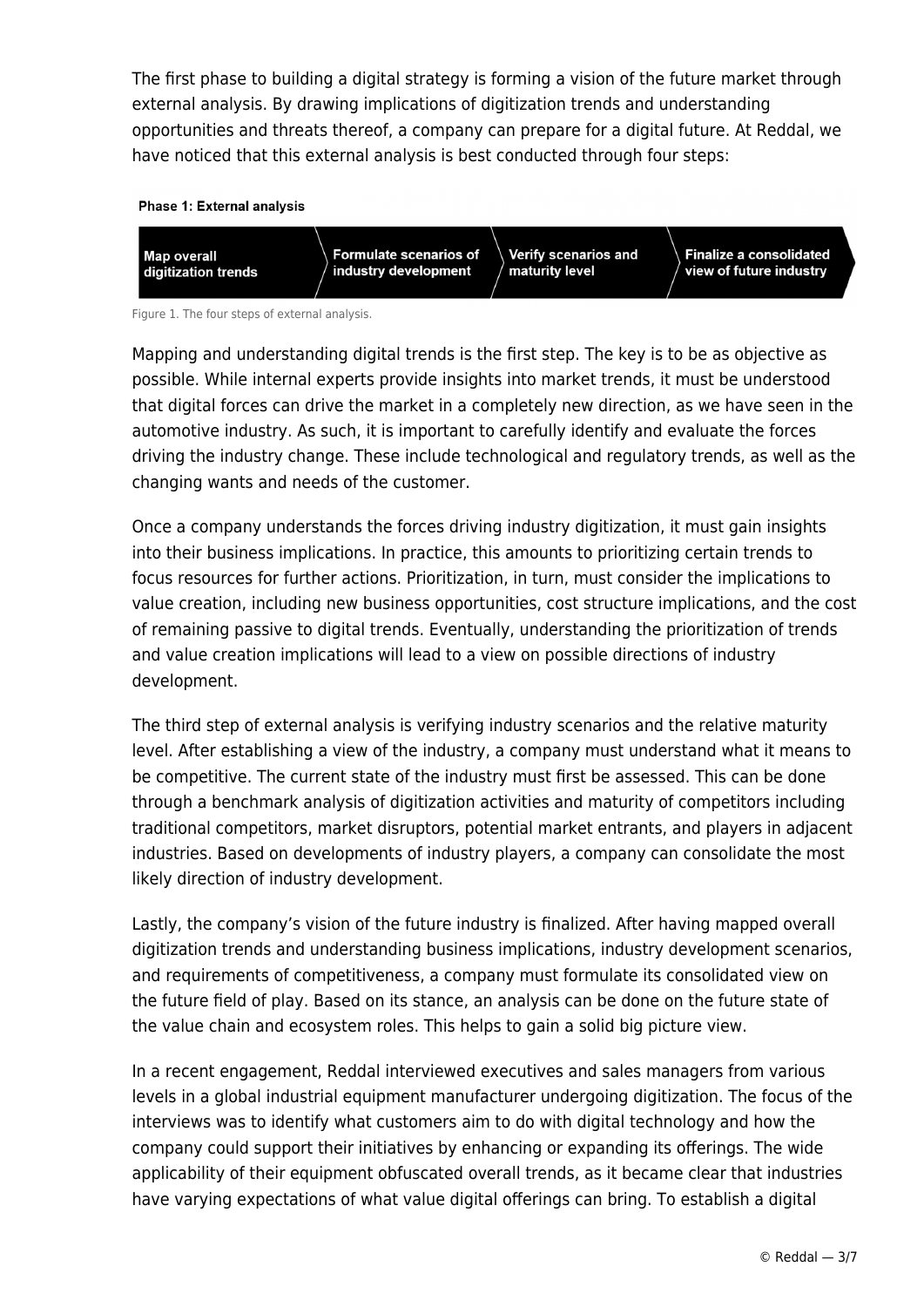The first phase to building a digital strategy is forming a vision of the future market through external analysis. By drawing implications of digitization trends and understanding opportunities and threats thereof, a company can prepare for a digital future. At Reddal, we have noticed that this external analysis is best conducted through four steps:

**Phase 1: External analysis**

Map overall digitization trends

Formulate scenarios of industry development

Verify scenarios and maturity level

Finalize a consolidated view of future industry

Figure 1. The four steps of external analysis.

Mapping and understanding digital trends is the first step. The key is to be as objective as possible. While internal experts provide insights into market trends, it must be understood that digital forces can drive the market in a completely new direction, as we have seen in the automotive industry. As such, it is important to carefully identify and evaluate the forces driving the industry change. These include technological and regulatory trends, as well as the changing wants and needs of the customer.

Once a company understands the forces driving industry digitization, it must gain insights into their business implications. In practice, this amounts to prioritizing certain trends to focus resources for further actions. Prioritization, in turn, must consider the implications to value creation, including new business opportunities, cost structure implications, and the cost of remaining passive to digital trends. Eventually, understanding the prioritization of trends and value creation implications will lead to a view on possible directions of industry development.

The third step of external analysis is verifying industry scenarios and the relative maturity level. After establishing a view of the industry, a company must understand what it means to be competitive. The current state of the industry must first be assessed. This can be done through a benchmark analysis of digitization activities and maturity of competitors including traditional competitors, market disruptors, potential market entrants, and players in adjacent industries. Based on developments of industry players, a company can consolidate the most likely direction of industry development.

Lastly, the company's vision of the future industry is finalized. After having mapped overall digitization trends and understanding business implications, industry development scenarios, and requirements of competitiveness, a company must formulate its consolidated view on the future field of play. Based on its stance, an analysis can be done on the future state of the value chain and ecosystem roles. This helps to gain a solid big picture view.

In a recent engagement, Reddal interviewed executives and sales managers from various levels in a global industrial equipment manufacturer undergoing digitization. The focus of the interviews was to identify what customers aim to do with digital technology and how the company could support their initiatives by enhancing or expanding its offerings. The wide applicability of their equipment obfuscated overall trends, as it became clear that industries have varying expectations of what value digital offerings can bring. To establish a digital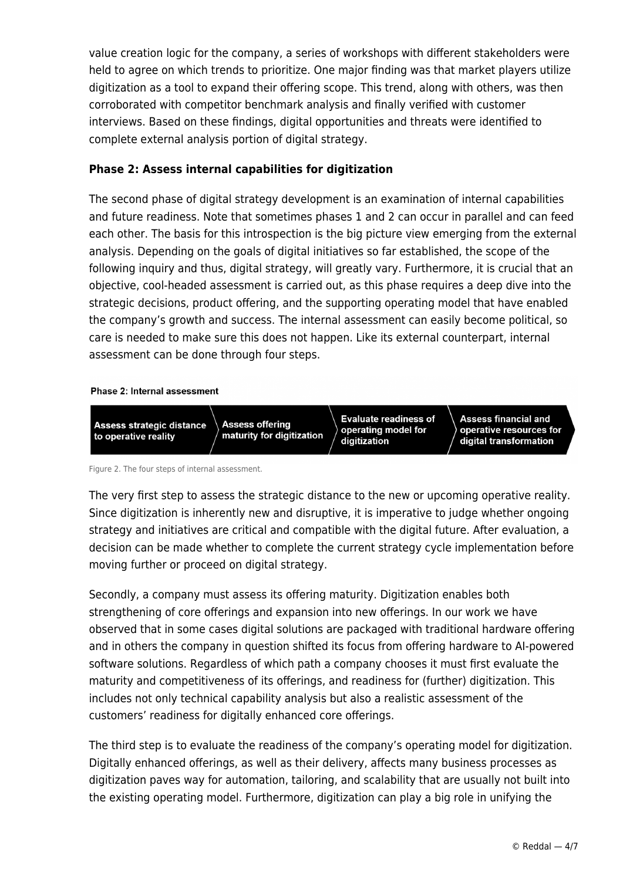value creation logic for the company, a series of workshops with different stakeholders were held to agree on which trends to prioritize. One major finding was that market players utilize digitization as a tool to expand their offering scope. This trend, along with others, was then corroborated with competitor benchmark analysis and finally verified with customer interviews. Based on these findings, digital opportunities and threats were identified to complete external analysis portion of digital strategy.

### Phase 2: Assess internal capabilities for digitization

The second phase of digital strategy development is an examination of internal capabilities and future readiness. Note that sometimes phases 1 and 2 can occur in parallel and can feed each other. The basis for this introspection is the big picture view emerging from the external analysis. Depending on the goals of digital initiatives so far established, the scope of the following inquiry and thus, digital strategy, will greatly vary. Furthermore, it is crucial that an objective, cool-headed assessment is carried out, as this phase requires a deep dive into the strategic decisions, product offering, and the supporting operating model that have enabled the company's growth and success. The internal assessment can easily become political, so care is needed to make sure this does not happen. Like its external counterpart, internal assessment can be done through four steps.

**Phase 2: Internal assessment**

Assess strategic distance to operative reality

Assess offering maturity for digitization

Evaluate readiness of operating model for digitization

Assess financial and operative resources for digital transformation

Figure 2. The four steps of internal assessment.

The very first step to assess the strategic distance to the new or upcoming operative reality. Since digitization is inherently new and disruptive, it is imperative to judge whether ongoing strategy and initiatives are critical and compatible with the digital future. After evaluation, a decision can be made whether to complete the current strategy cycle implementation before moving further or proceed on digital strategy.

Secondly, a company must assess its offering maturity. Digitization enables both strengthening of core offerings and expansion into new offerings. In our work we have observed that in some cases digital solutions are packaged with traditional hardware offering and in others the company in question shifted its focus from offering hardware to AI-powered software solutions. Regardless of which path a company chooses it must first evaluate the maturity and competitiveness of its offerings, and readiness for (further) digitization. This includes not only technical capability analysis but also a realistic assessment of the customers' readiness for digitally enhanced core offerings.

The third step is to evaluate the readiness of the company's operating model for digitization. Digitally enhanced offerings, as well as their delivery, affects many business processes as digitization paves way for automation, tailoring, and scalability that are usually not built into the existing operating model. Furthermore, digitization can play a big role in unifying the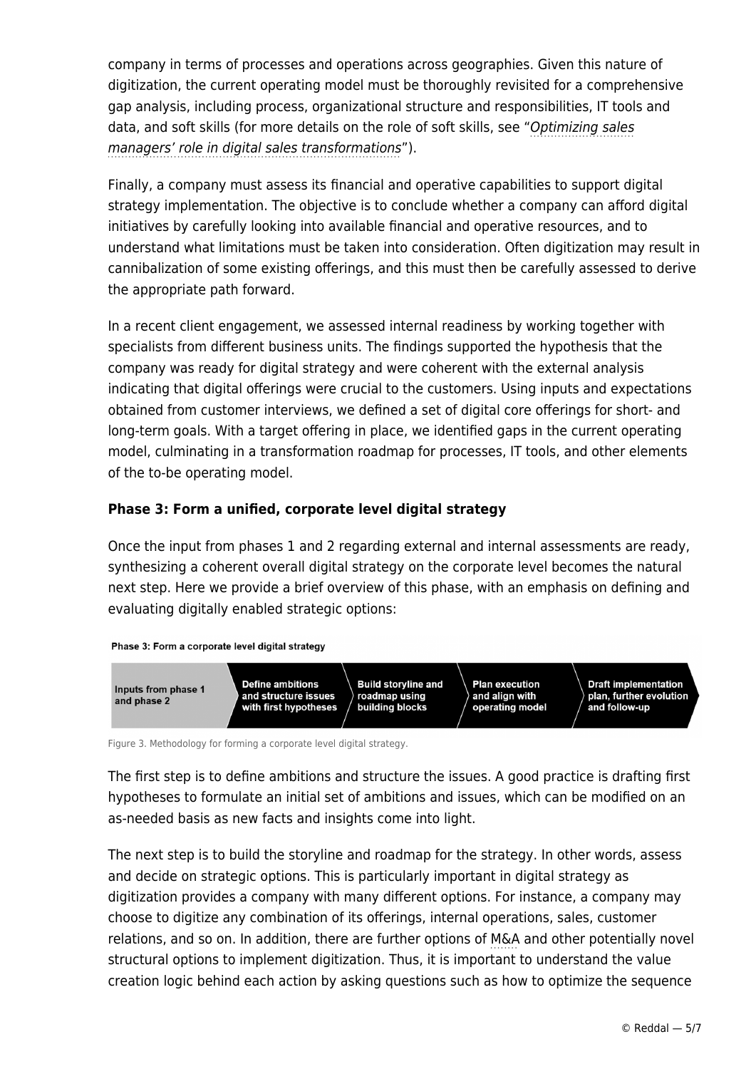company in terms of processes and operations across geographies. Given this nature of digitization, the current operating model must be thoroughly revisited for a comprehensive gap analysis, including process, organizational structure and responsibilities, IT tools and data, and soft skills (for more details on the role of soft skills, see "*Optimizing sales managers' role in digital sales transformations*").

Finally, a company must assess its financial and operative capabilities to support digital strategy implementation. The objective is to conclude whether a company can afford digital initiatives by carefully looking into available financial and operative resources, and to understand what limitations must be taken into consideration. Often digitization may result in cannibalization of some existing offerings, and this must then be carefully assessed to derive the appropriate path forward.

In a recent client engagement, we assessed internal readiness by working together with specialists from different business units. The findings supported the hypothesis that the company was ready for digital strategy and were coherent with the external analysis indicating that digital offerings were crucial to the customers. Using inputs and expectations obtained from customer interviews, we defined a set of digital core offerings for short- and long-term goals. With a target offering in place, we identified gaps in the current operating model, culminating in a transformation roadmap for processes, IT tools, and other elements of the to-be operating model.

### Phase 3: Form a unified, corporate level digital strategy

Once the input from phases 1 and 2 regarding external and internal assessments are ready, synthesizing a coherent overall digital strategy on the corporate level becomes the natural next step. Here we provide a brief overview of this phase, with an emphasis on defining and evaluating digitally enabled strategic options:

Phase 3: Form a corporate level digital strategy

Inputs from phase 1 and phase 2

Define ambitions and structure issues with first hypotheses

Build storyline and roadmap using building blocks

Plan execution and align with operating model

Draft implementation plan, further evolution and follow-up

Figure 3. Methodology for forming a corporate level digital strategy.

The first step is to define ambitions and structure the issues. A good practice is drafting first hypotheses to formulate an initial set of ambitions and issues, which can be modified on an as-needed basis as new facts and insights come into light.

The next step is to build the storyline and roadmap for the strategy. In other words, assess and decide on strategic options. This is particularly important in digital strategy as digitization provides a company with many different options. For instance, a company may choose to digitize any combination of its offerings, internal operations, sales, customer relations, and so on. In addition, there are further options of M&A and other potentially novel structural options to implement digitization. Thus, it is important to understand the value creation logic behind each action by asking questions such as how to optimize the sequence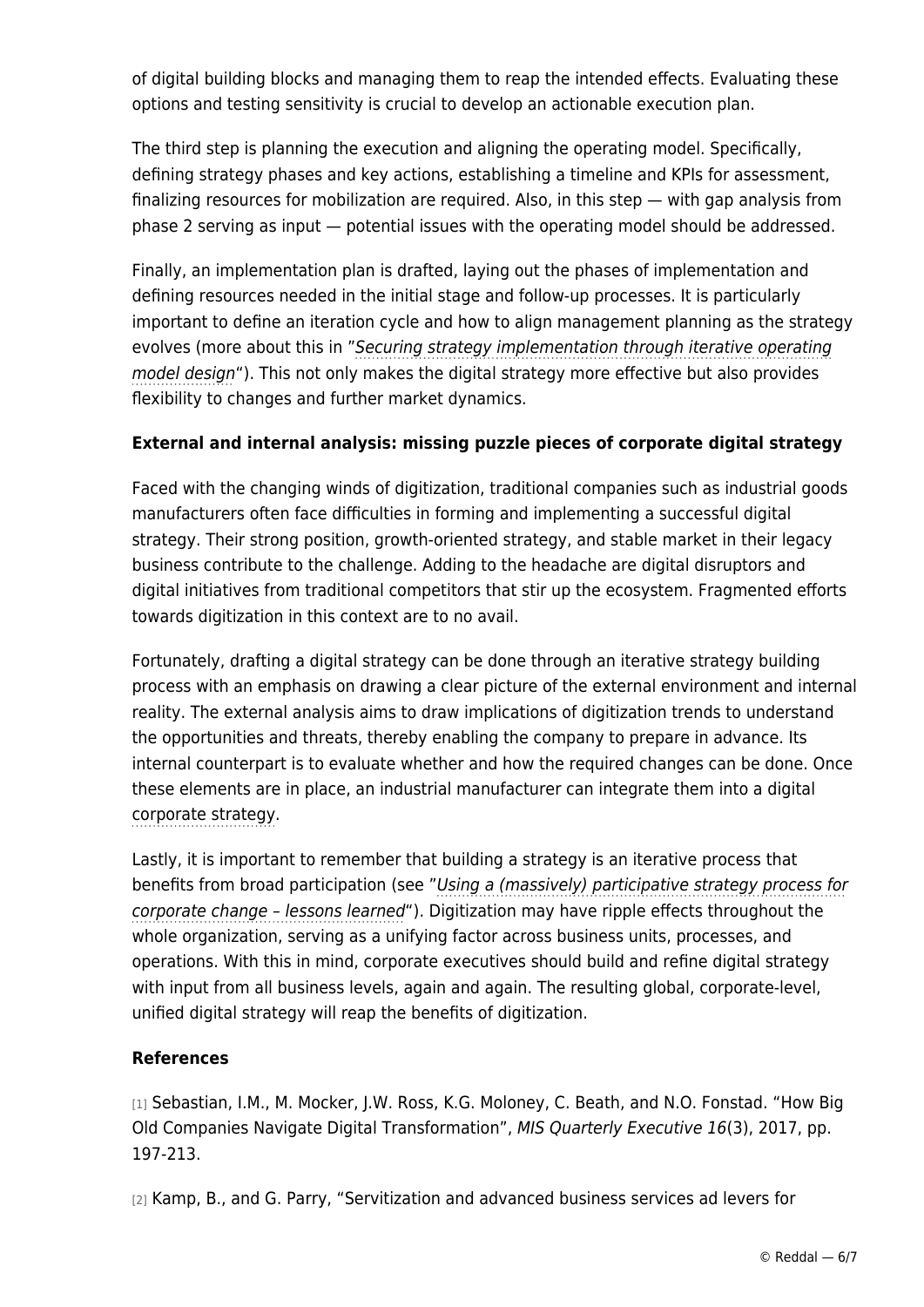of digital building blocks and managing them to reap the intended effects. Evaluating these options and testing sensitivity is crucial to develop an actionable execution plan.

The third step is planning the execution and aligning the operating model. Specifically, defining strategy phases and key actions, establishing a timeline and KPIs for assessment, finalizing resources for mobilization are required. Also, in this step — with gap analysis from phase 2 serving as input — potential issues with the operating model should be addressed.

Finally, an implementation plan is drafted, laying out the phases of implementation and defining resources needed in the initial stage and follow-up processes. It is particularly important to define an iteration cycle and how to align management planning as the strategy evolves (more about this in "*Securing strategy implementation through iterative operating model design*"). This not only makes the digital strategy more effective but also provides flexibility to changes and further market dynamics.

**External and internal analysis: missing puzzle pieces of corporate digital strategy**

Faced with the changing winds of digitization, traditional companies such as industrial goods manufacturers often face difficulties in forming and implementing a successful digital strategy. Their strong position, growth-oriented strategy, and stable market in their legacy business contribute to the challenge. Adding to the headache are digital disruptors and digital initiatives from traditional competitors that stir up the ecosystem. Fragmented efforts towards digitization in this context are to no avail.

Fortunately, drafting a digital strategy can be done through an iterative strategy building process with an emphasis on drawing a clear picture of the external environment and internal reality. The external analysis aims to draw implications of digitization trends to understand the opportunities and threats, thereby enabling the company to prepare in advance. Its internal counterpart is to evaluate whether and how the required changes can be done. Once these elements are in place, an industrial manufacturer can integrate them into a digital corporate strategy.

Lastly, it is important to remember that building a strategy is an iterative process that benefits from broad participation (see "*Using a (massively) participative strategy process for corporate change – lessons learned*"). Digitization may have ripple effects throughout the whole organization, serving as a unifying factor across business units, processes, and operations. With this in mind, corporate executives should build and refine digital strategy with input from all business levels, again and again. The resulting global, corporate-level, unified digital strategy will reap the benefits of digitization.

**References**

[1] Sebastian, I.M., M. Mocker, J.W. Ross, K.G. Moloney, C. Beath, and N.O. Fonstad. "How Big Old Companies Navigate Digital Transformation", *MIS Quarterly Executive 16*(3), 2017, pp. 197-213.

[2] Kamp, B., and G. Parry, "Servitization and advanced business services ad levers for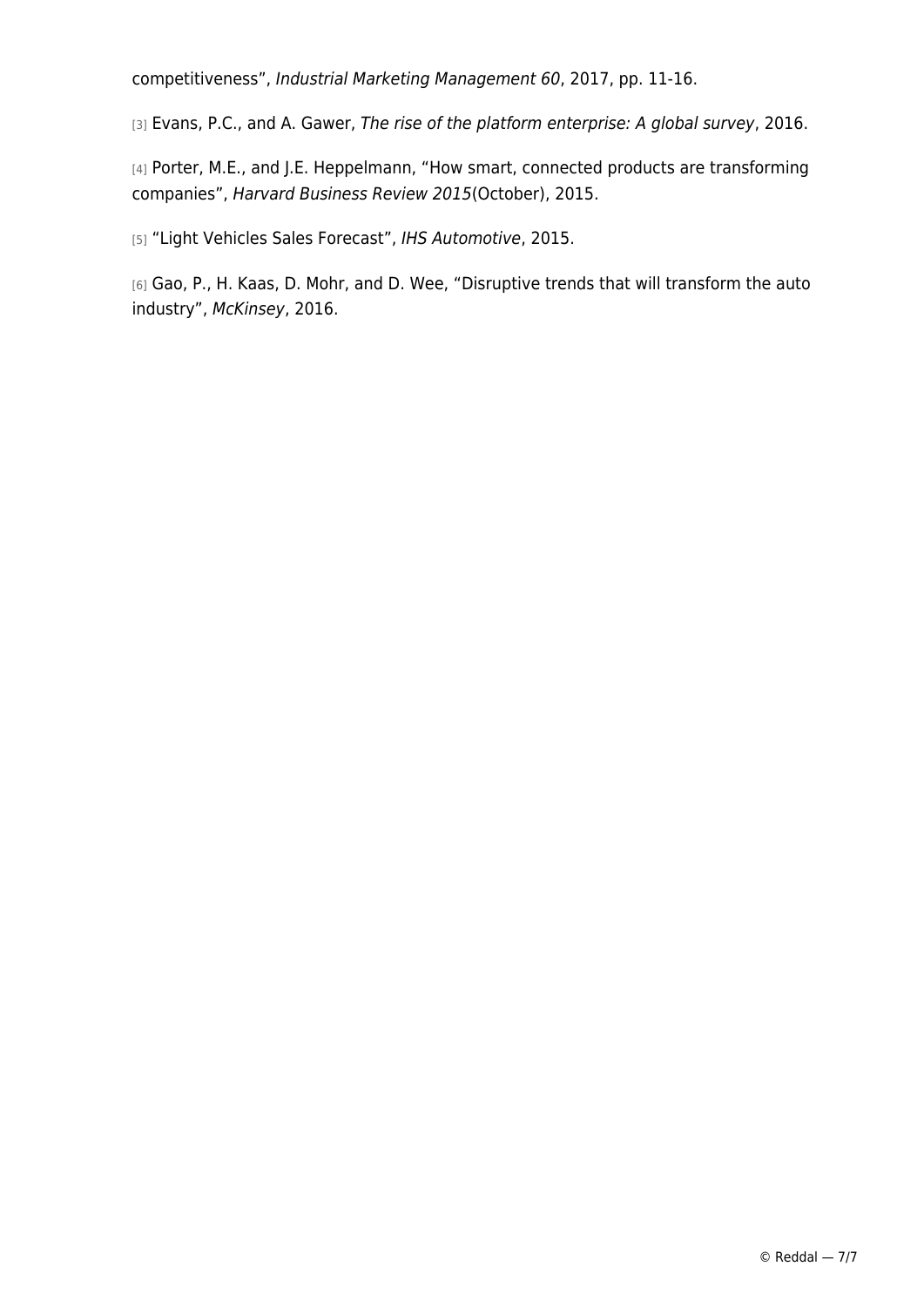competitiveness", *Industrial Marketing Management 60*, 2017, pp. 11-16.

[3] Evans, P.C., and A. Gawer, *The rise of the platform enterprise: A global survey*, 2016.

[4] Porter, M.E., and J.E. Heppelmann, "How smart, connected products are transforming companies", *Harvard Business Review 2015*(October), 2015.

[5] "Light Vehicles Sales Forecast", *IHS Automotive*, 2015.

[6] Gao, P., H. Kaas, D. Mohr, and D. Wee, "Disruptive trends that will transform the auto industry", *McKinsey*, 2016.